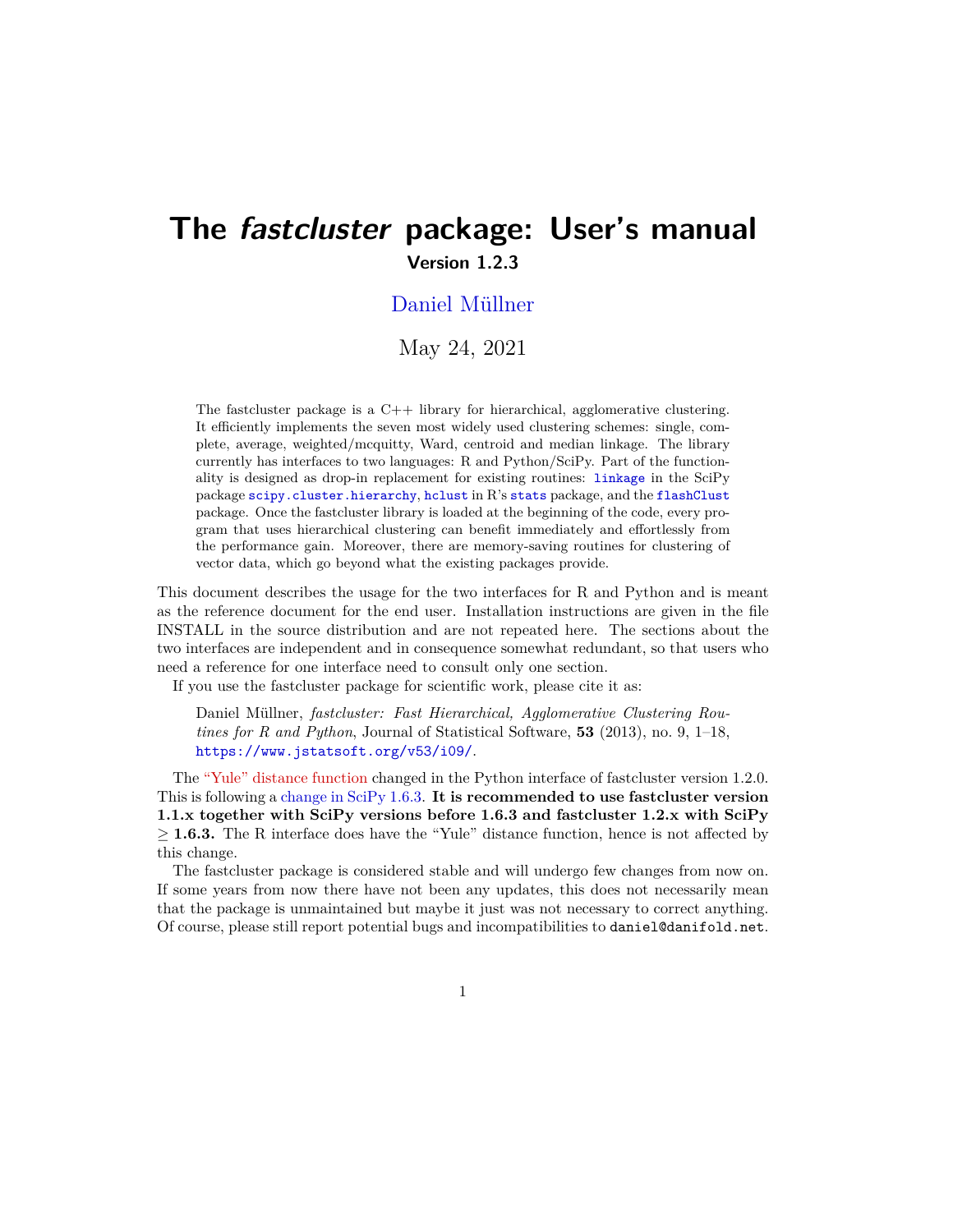# The *fastcluster* package: User's manual

**Version 1.2.3**

Daniel Müllner

May 24, 2021

The fastcluster package is a C++ library for hierarchical, agglomerative clustering. It efficiently implements the seven most widely used clustering schemes: single, complete, average, weighted/mcquitty, Ward, centroid and median linkage. The library currently has interfaces to two languages: R and Python/SciPy. Part of the functionality is designed as drop-in replacement for existing routines: `linkage` in the SciPy package `scipy.cluster.hierarchy`, `hclust` in R's `stats` package, and the `flashClust` package. Once the fastcluster library is loaded at the beginning of the code, every program that uses hierarchical clustering can benefit immediately and effortlessly from the performance gain. Moreover, there are memory-saving routines for clustering of vector data, which go beyond what the existing packages provide.

This document describes the usage for the two interfaces for R and Python and is meant as the reference document for the end user. Installation instructions are given in the file INSTALL in the source distribution and are not repeated here. The sections about the two interfaces are independent and in consequence somewhat redundant, so that users who need a reference for one interface need to consult only one section.

If you use the fastcluster package for scientific work, please cite it as:

> Daniel Müllner, *fastcluster: Fast Hierarchical, Agglomerative Clustering Routines for R and Python*, Journal of Statistical Software, **53** (2013), no. 9, 1–18, `https://www.jstatsoft.org/v53/i09/`.

The "Yule" distance function changed in the Python interface of fastcluster version 1.2.0. This is following a change in SciPy 1.6.3. **It is recommended to use fastcluster version 1.1.x together with SciPy versions before 1.6.3 and fastcluster 1.2.x with SciPy ≥ 1.6.3.** The R interface does have the "Yule" distance function, hence is not affected by this change.

The fastcluster package is considered stable and will undergo few changes from now on. If some years from now there have not been any updates, this does not necessarily mean that the package is unmaintained but maybe it just was not necessary to correct anything. Of course, please still report potential bugs and incompatibilities to `daniel@danifold.net`.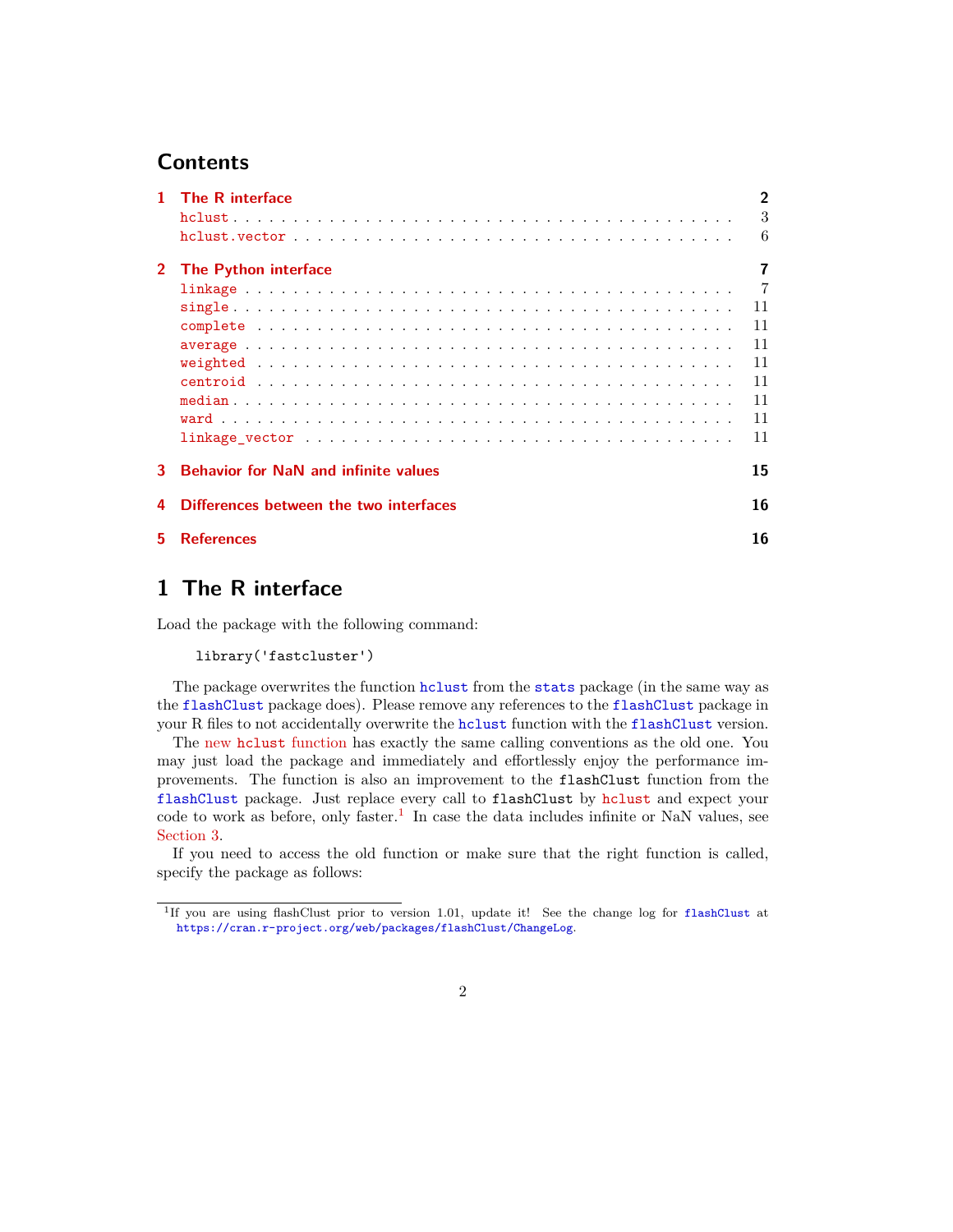# Contents

1 The R interface ..... 2
  hclust ..... 3
  hclust.vector ..... 6

2 The Python interface ..... 7
  linkage ..... 7
  single ..... 11
  complete ..... 11
  average ..... 11
  weighted ..... 11
  centroid ..... 11
  median ..... 11
  ward ..... 11
  linkage_vector ..... 11

3 Behavior for NaN and infinite values ..... 15

4 Differences between the two interfaces ..... 16

5 References ..... 16

# 1 The R interface

Load the package with the following command:

```
library('fastcluster')
```

The package overwrites the function hclust from the stats package (in the same way as the flashClust package does). Please remove any references to the flashClust package in your R files to not accidentally overwrite the hclust function with the flashClust version.

The new hclust function has exactly the same calling conventions as the old one. You may just load the package and immediately and effortlessly enjoy the performance improvements. The function is also an improvement to the flashClust function from the flashClust package. Just replace every call to flashClust by hclust and expect your code to work as before, only faster.[1] In case the data includes infinite or NaN values, see Section 3.

If you need to access the old function or make sure that the right function is called, specify the package as follows:

[1] If you are using flashClust prior to version 1.01, update it! See the change log for flashClust at https://cran.r-project.org/web/packages/flashClust/ChangeLog.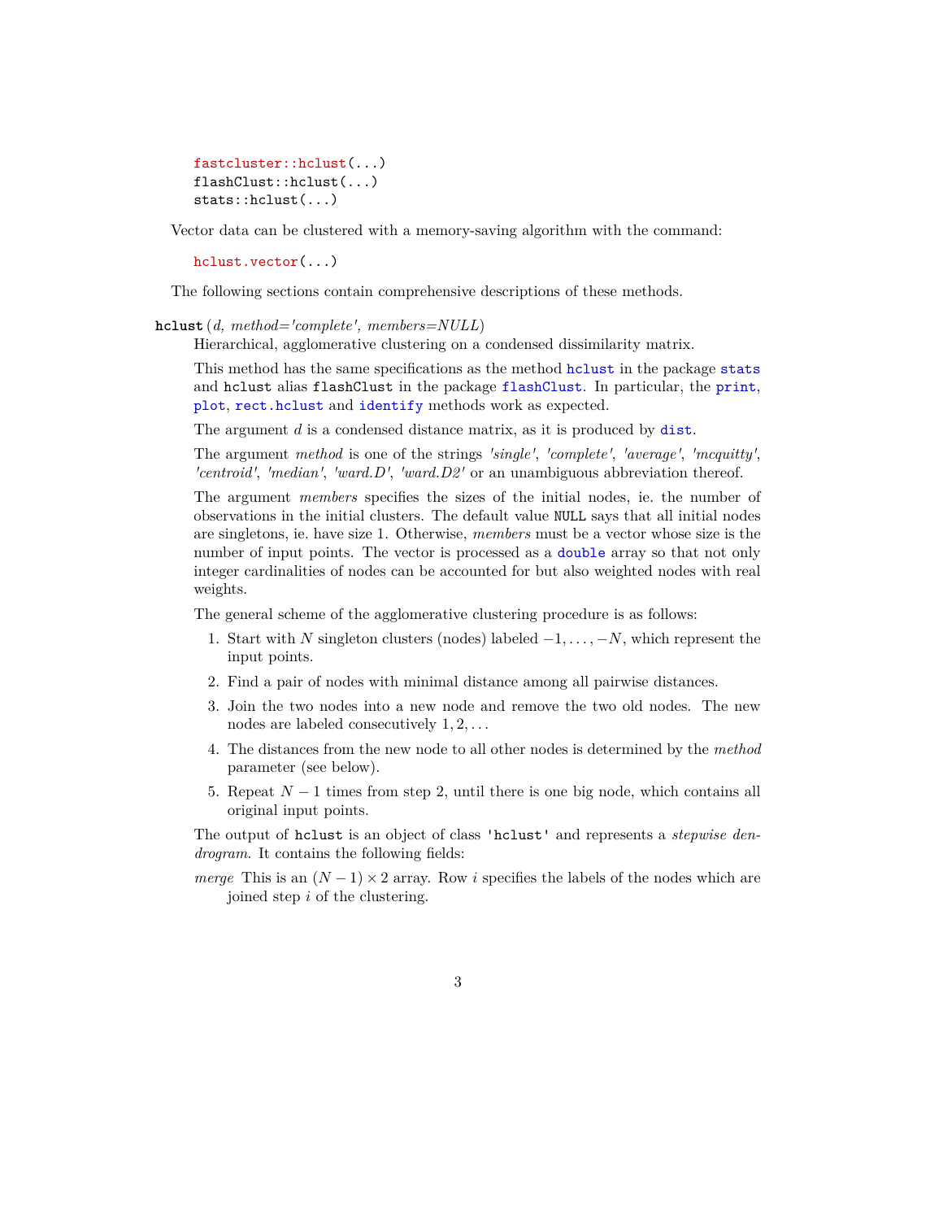```
fastcluster::hclust(...)
flashClust::hclust(...)
stats::hclust(...)
```

Vector data can be clustered with a memory-saving algorithm with the command:

```
hclust.vector(...)
```

The following sections contain comprehensive descriptions of these methods.

**hclust** (*d, method='complete', members=NULL*)

Hierarchical, agglomerative clustering on a condensed dissimilarity matrix.

This method has the same specifications as the method `hclust` in the package `stats` and `hclust` alias `flashClust` in the package `flashClust`. In particular, the `print`, `plot`, `rect.hclust` and `identify` methods work as expected.

The argument *d* is a condensed distance matrix, as it is produced by `dist`.

The argument *method* is one of the strings *'single'*, *'complete'*, *'average'*, *'mcquitty'*, *'centroid'*, *'median'*, *'ward.D'*, *'ward.D2'* or an unambiguous abbreviation thereof.

The argument *members* specifies the sizes of the initial nodes, ie. the number of observations in the initial clusters. The default value `NULL` says that all initial nodes are singletons, ie. have size 1. Otherwise, *members* must be a vector whose size is the number of input points. The vector is processed as a `double` array so that not only integer cardinalities of nodes can be accounted for but also weighted nodes with real weights.

The general scheme of the agglomerative clustering procedure is as follows:

1. Start with $N$ singleton clusters (nodes) labeled $-1, \ldots, -N$, which represent the input points.
2. Find a pair of nodes with minimal distance among all pairwise distances.
3. Join the two nodes into a new node and remove the two old nodes. The new nodes are labeled consecutively $1, 2, \ldots$
4. The distances from the new node to all other nodes is determined by the *method* parameter (see below).
5. Repeat $N - 1$ times from step 2, until there is one big node, which contains all original input points.

The output of `hclust` is an object of class `'hclust'` and represents a *stepwise dendrogram*. It contains the following fields:

*merge* This is an $(N - 1) \times 2$ array. Row $i$ specifies the labels of the nodes which are joined step $i$ of the clustering.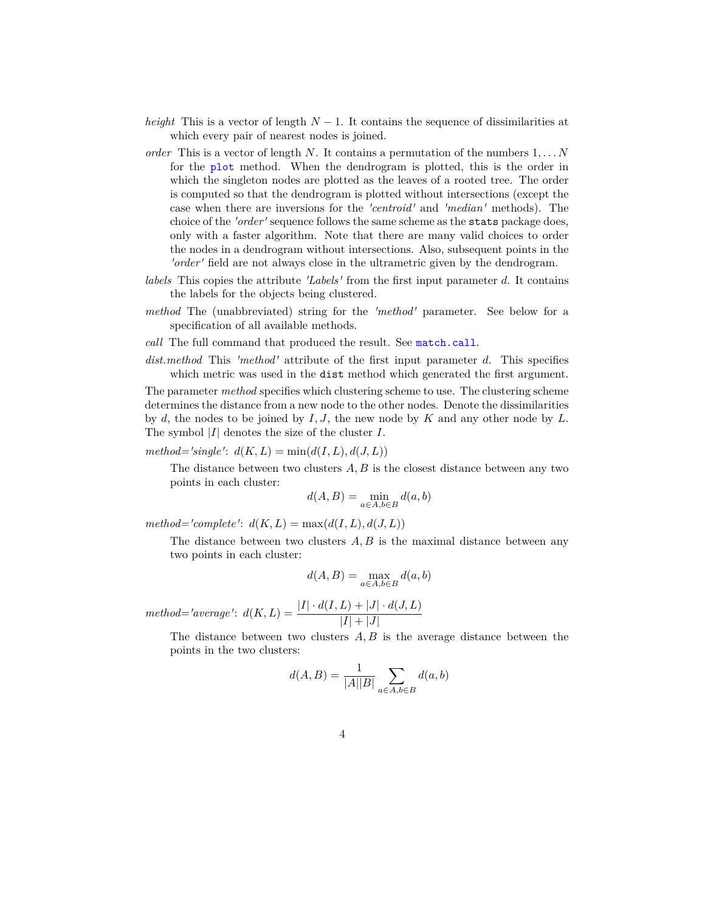*height* This is a vector of length $N - 1$. It contains the sequence of dissimilarities at which every pair of nearest nodes is joined.

*order* This is a vector of length $N$. It contains a permutation of the numbers $1, \dots N$ for the `plot` method. When the dendrogram is plotted, this is the order in which the singleton nodes are plotted as the leaves of a rooted tree. The order is computed so that the dendrogram is plotted without intersections (except the case when there are inversions for the *'centroid'* and *'median'* methods). The choice of the *'order'* sequence follows the same scheme as the `stats` package does, only with a faster algorithm. Note that there are many valid choices to order the nodes in a dendrogram without intersections. Also, subsequent points in the *'order'* field are not always close in the ultrametric given by the dendrogram.

*labels* This copies the attribute *'Labels'* from the first input parameter *d*. It contains the labels for the objects being clustered.

*method* The (unabbreviated) string for the *'method'* parameter. See below for a specification of all available methods.

*call* The full command that produced the result. See `match.call`.

*dist.method* This *'method'* attribute of the first input parameter *d*. This specifies which metric was used in the `dist` method which generated the first argument.

The parameter *method* specifies which clustering scheme to use. The clustering scheme determines the distance from a new node to the other nodes. Denote the dissimilarities by $d$, the nodes to be joined by $I, J$, the new node by $K$ and any other node by $L$. The symbol $|I|$ denotes the size of the cluster $I$.

*method='single'*: $d(K, L) = \min(d(I, L), d(J, L))$

The distance between two clusters $A, B$ is the closest distance between any two points in each cluster:

$$d(A, B) = \min_{a \in A, b \in B} d(a, b)$$

*method='complete'*: $d(K, L) = \max(d(I, L), d(J, L))$

The distance between two clusters $A, B$ is the maximal distance between any two points in each cluster:

$$d(A, B) = \max_{a \in A, b \in B} d(a, b)$$

*method='average'*: $d(K, L) = \dfrac{|I| \cdot d(I, L) + |J| \cdot d(J, L)}{|I| + |J|}$

The distance between two clusters $A, B$ is the average distance between the points in the two clusters:

$$d(A, B) = \frac{1}{|A||B|} \sum_{a \in A, b \in B} d(a, b)$$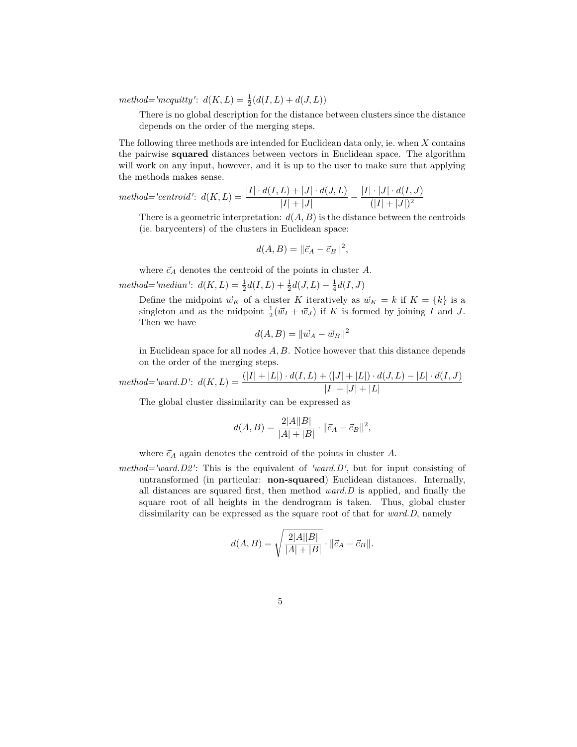*method='mcquitty'*: $d(K, L) = \frac{1}{2}(d(I, L) + d(J, L))$

There is no global description for the distance between clusters since the distance depends on the order of the merging steps.

The following three methods are intended for Euclidean data only, ie. when $X$ contains the pairwise **squared** distances between vectors in Euclidean space. The algorithm will work on any input, however, and it is up to the user to make sure that applying the methods makes sense.

*method='centroid'*: $d(K, L) = \dfrac{|I| \cdot d(I, L) + |J| \cdot d(J, L)}{|I| + |J|} - \dfrac{|I| \cdot |J| \cdot d(I, J)}{(|I| + |J|)^2}$

There is a geometric interpretation: $d(A, B)$ is the distance between the centroids (ie. barycenters) of the clusters in Euclidean space:

$$d(A, B) = \|\vec{c}_A - \vec{c}_B\|^2,$$

where $\vec{c}_A$ denotes the centroid of the points in cluster $A$.

*method='median'*: $d(K, L) = \frac{1}{2}d(I, L) + \frac{1}{2}d(J, L) - \frac{1}{4}d(I, J)$

Define the midpoint $\vec{w}_K$ of a cluster $K$ iteratively as $\vec{w}_K = k$ if $K = \{k\}$ is a singleton and as the midpoint $\frac{1}{2}(\vec{w}_I + \vec{w}_J)$ if $K$ is formed by joining $I$ and $J$. Then we have

$$d(A, B) = \|\vec{w}_A - \vec{w}_B\|^2$$

in Euclidean space for all nodes $A, B$. Notice however that this distance depends on the order of the merging steps.

*method='ward.D'*: $d(K, L) = \dfrac{(|I| + |L|) \cdot d(I, L) + (|J| + |L|) \cdot d(J, L) - |L| \cdot d(I, J)}{|I| + |J| + |L|}$

The global cluster dissimilarity can be expressed as

$$d(A, B) = \frac{2|A||B|}{|A| + |B|} \cdot \|\vec{c}_A - \vec{c}_B\|^2,$$

where $\vec{c}_A$ again denotes the centroid of the points in cluster $A$.

*method='ward.D2'*: This is the equivalent of *'ward.D'*, but for input consisting of untransformed (in particular: **non-squared**) Euclidean distances. Internally, all distances are squared first, then method *ward.D* is applied, and finally the square root of all heights in the dendrogram is taken. Thus, global cluster dissimilarity can be expressed as the square root of that for *ward.D*, namely

$$d(A, B) = \sqrt{\frac{2|A||B|}{|A| + |B|}} \cdot \|\vec{c}_A - \vec{c}_B\|.$$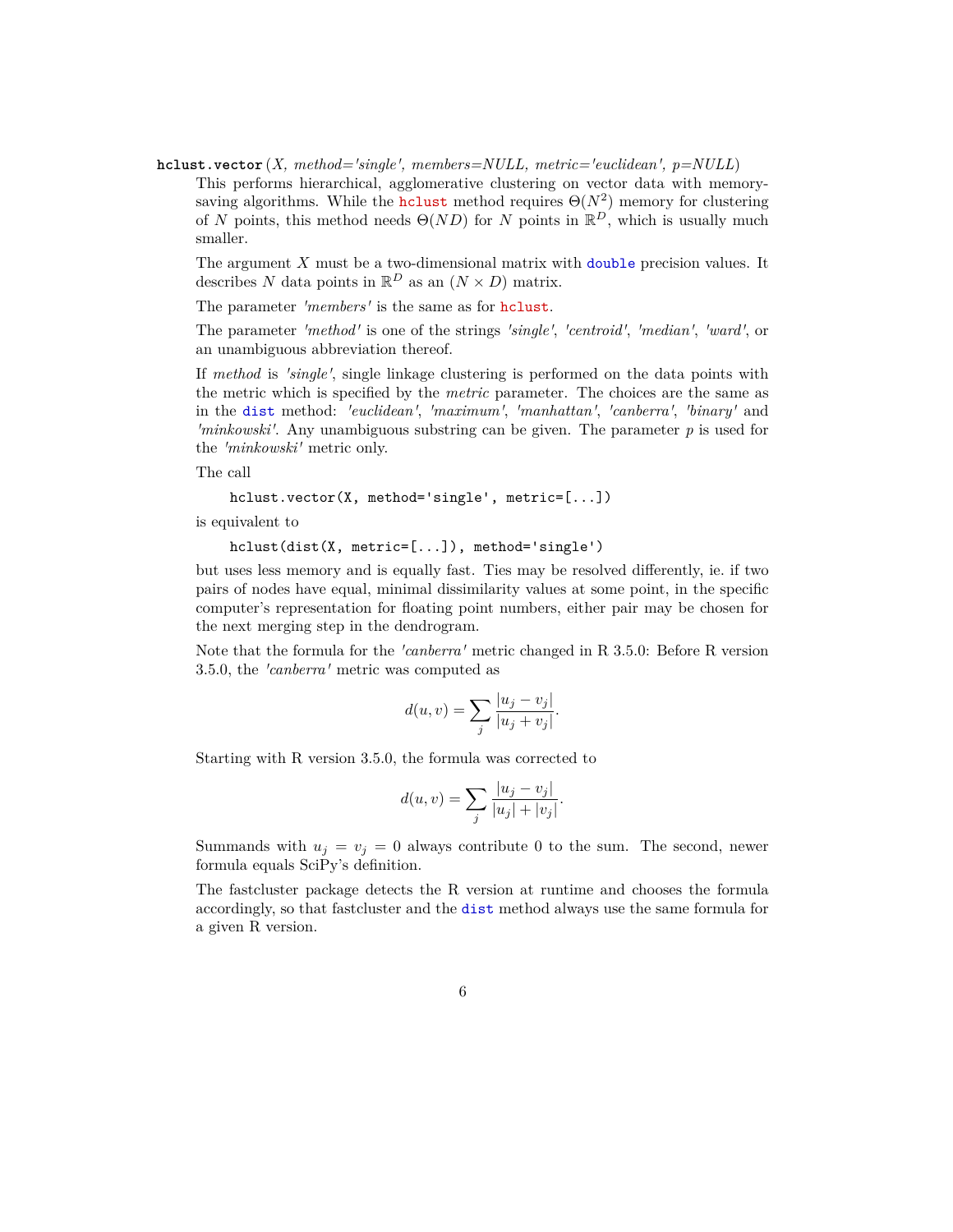**hclust.vector** (*X, method='single', members=NULL, metric='euclidean', p=NULL*)

This performs hierarchical, agglomerative clustering on vector data with memory-saving algorithms. While the hclust method requires $\Theta(N^2)$ memory for clustering of $N$ points, this method needs $\Theta(ND)$ for $N$ points in $\mathbb{R}^D$, which is usually much smaller.

The argument $X$ must be a two-dimensional matrix with double precision values. It describes $N$ data points in $\mathbb{R}^D$ as an $(N \times D)$ matrix.

The parameter *'members'* is the same as for hclust.

The parameter *'method'* is one of the strings *'single'*, *'centroid'*, *'median'*, *'ward'*, or an unambiguous abbreviation thereof.

If *method* is *'single'*, single linkage clustering is performed on the data points with the metric which is specified by the *metric* parameter. The choices are the same as in the dist method: *'euclidean'*, *'maximum'*, *'manhattan'*, *'canberra'*, *'binary'* and *'minkowski'*. Any unambiguous substring can be given. The parameter $p$ is used for the *'minkowski'* metric only.

The call

```
hclust.vector(X, method='single', metric=[...])
```

is equivalent to

```
hclust(dist(X, metric=[...]), method='single')
```

but uses less memory and is equally fast. Ties may be resolved differently, ie. if two pairs of nodes have equal, minimal dissimilarity values at some point, in the specific computer's representation for floating point numbers, either pair may be chosen for the next merging step in the dendrogram.

Note that the formula for the *'canberra'* metric changed in R 3.5.0: Before R version 3.5.0, the *'canberra'* metric was computed as

$$d(u, v) = \sum_j \frac{|u_j - v_j|}{|u_j + v_j|}.$$

Starting with R version 3.5.0, the formula was corrected to

$$d(u, v) = \sum_j \frac{|u_j - v_j|}{|u_j| + |v_j|}.$$

Summands with $u_j = v_j = 0$ always contribute 0 to the sum. The second, newer formula equals SciPy's definition.

The fastcluster package detects the R version at runtime and chooses the formula accordingly, so that fastcluster and the dist method always use the same formula for a given R version.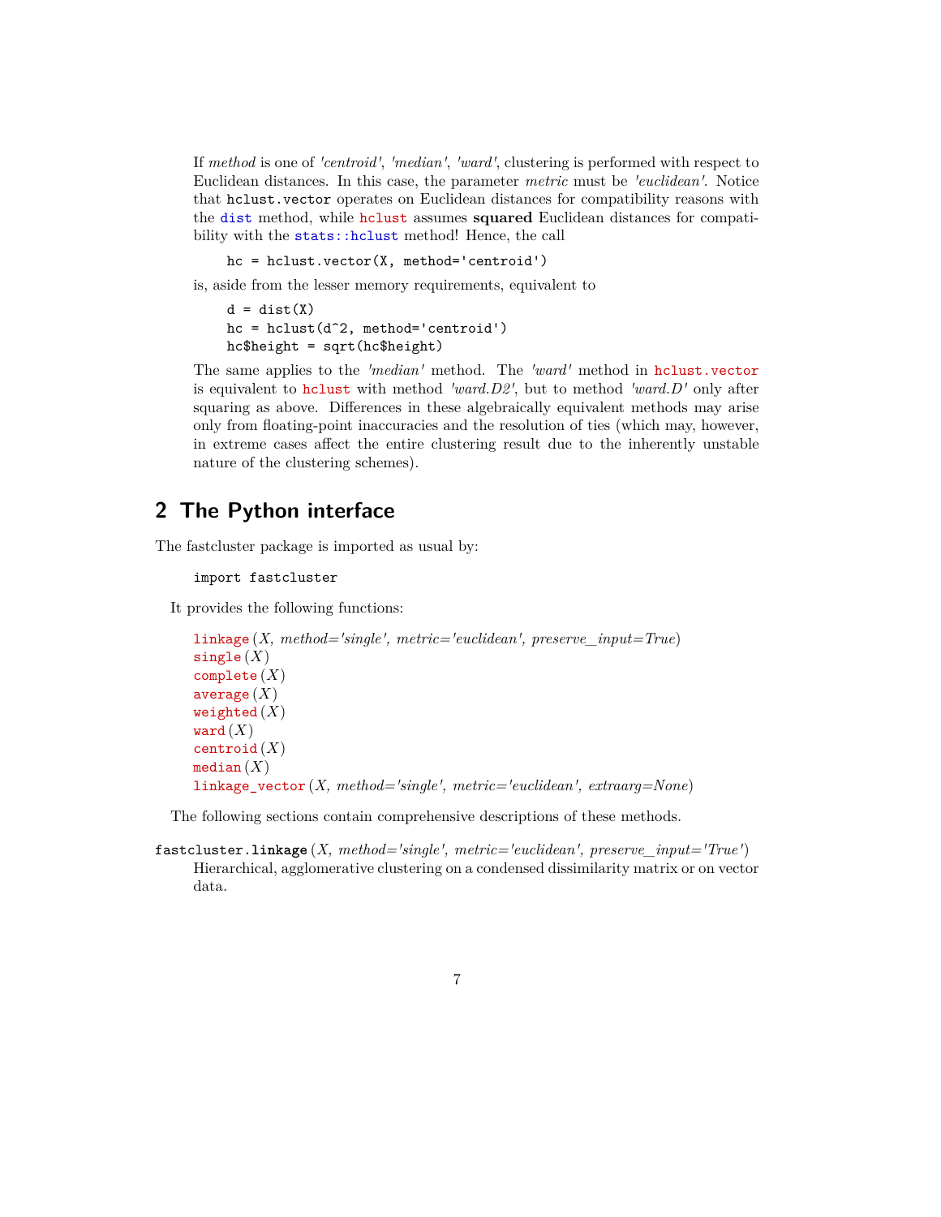If *method* is one of *'centroid'*, *'median'*, *'ward'*, clustering is performed with respect to Euclidean distances. In this case, the parameter *metric* must be *'euclidean'*. Notice that `hclust.vector` operates on Euclidean distances for compatibility reasons with the `dist` method, while `hclust` assumes **squared** Euclidean distances for compatibility with the `stats::hclust` method! Hence, the call

```
hc = hclust.vector(X, method='centroid')
```

is, aside from the lesser memory requirements, equivalent to

```
d = dist(X)
hc = hclust(d^2, method='centroid')
hc$height = sqrt(hc$height)
```

The same applies to the *'median'* method. The *'ward'* method in `hclust.vector` is equivalent to `hclust` with method *'ward.D2'*, but to method *'ward.D'* only after squaring as above. Differences in these algebraically equivalent methods may arise only from floating-point inaccuracies and the resolution of ties (which may, however, in extreme cases affect the entire clustering result due to the inherently unstable nature of the clustering schemes).

## 2 The Python interface

The fastcluster package is imported as usual by:

```
import fastcluster
```

It provides the following functions:

`linkage` (*X, method='single', metric='euclidean', preserve_input=True*)
`single` (*X*)
`complete` (*X*)
`average` (*X*)
`weighted` (*X*)
`ward` (*X*)
`centroid` (*X*)
`median` (*X*)
`linkage_vector` (*X, method='single', metric='euclidean', extraarg=None*)

The following sections contain comprehensive descriptions of these methods.

**fastcluster.linkage** (*X, method='single', metric='euclidean', preserve_input='True'*)
Hierarchical, agglomerative clustering on a condensed dissimilarity matrix or on vector data.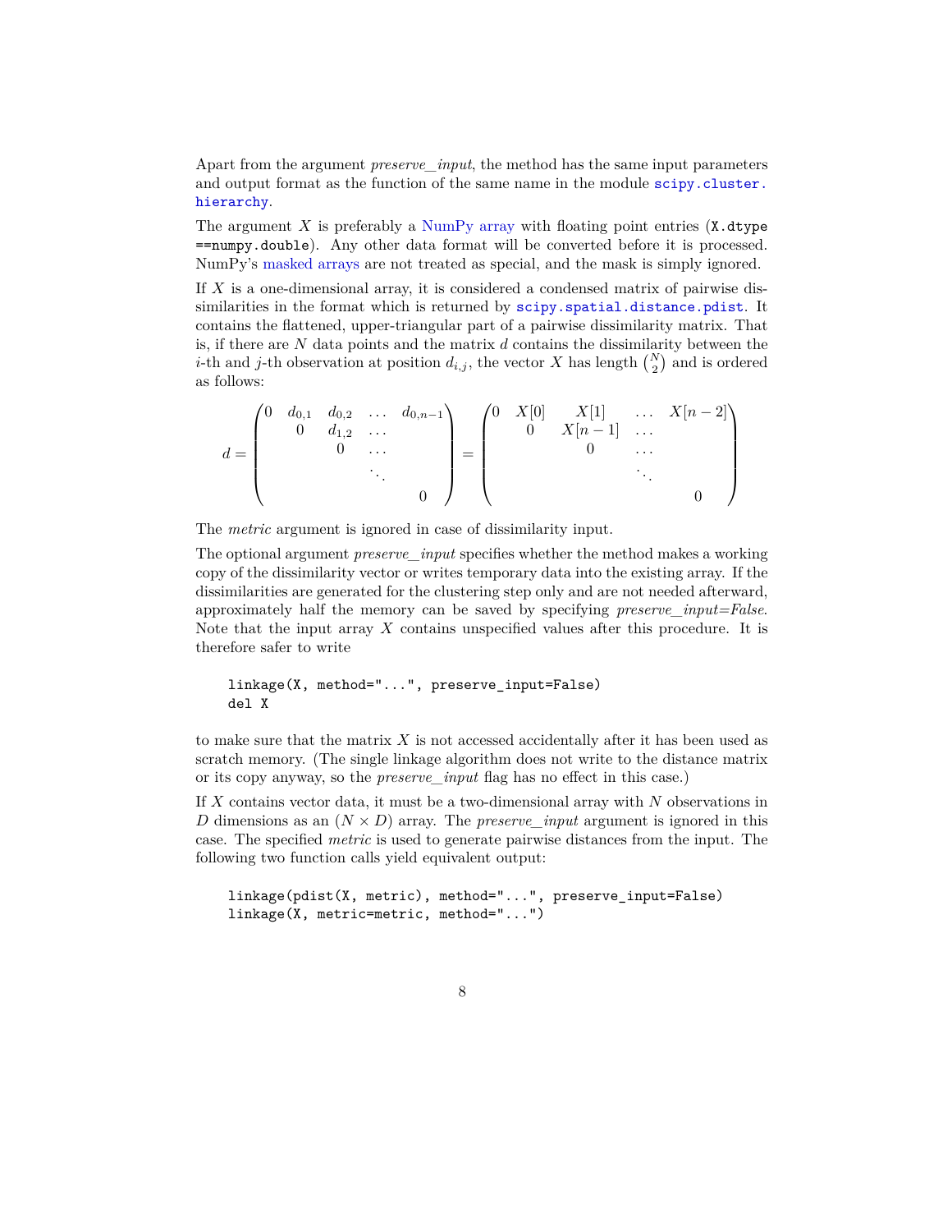Apart from the argument *preserve_input*, the method has the same input parameters and output format as the function of the same name in the module `scipy.cluster.hierarchy`.

The argument $X$ is preferably a NumPy array with floating point entries (`X.dtype ==numpy.double`). Any other data format will be converted before it is processed. NumPy's masked arrays are not treated as special, and the mask is simply ignored.

If $X$ is a one-dimensional array, it is considered a condensed matrix of pairwise dissimilarities in the format which is returned by `scipy.spatial.distance.pdist`. It contains the flattened, upper-triangular part of a pairwise dissimilarity matrix. That is, if there are $N$ data points and the matrix $d$ contains the dissimilarity between the $i$-th and $j$-th observation at position $d_{i,j}$, the vector $X$ has length $\binom{N}{2}$ and is ordered as follows:

$$d = \begin{pmatrix} 0 & d_{0,1} & d_{0,2} & \ldots & d_{0,n-1} \\ & 0 & d_{1,2} & \ldots & \\ & & 0 & \ldots & \\ & & & \ddots & \\ & & & & 0 \end{pmatrix} = \begin{pmatrix} 0 & X[0] & X[1] & \ldots & X[n-2] \\ & 0 & X[n-1] & \ldots & \\ & & 0 & \ldots & \\ & & & \ddots & \\ & & & & 0 \end{pmatrix}$$

The *metric* argument is ignored in case of dissimilarity input.

The optional argument *preserve_input* specifies whether the method makes a working copy of the dissimilarity vector or writes temporary data into the existing array. If the dissimilarities are generated for the clustering step only and are not needed afterward, approximately half the memory can be saved by specifying *preserve_input=False*. Note that the input array $X$ contains unspecified values after this procedure. It is therefore safer to write

```
linkage(X, method="...", preserve_input=False)
del X
```

to make sure that the matrix $X$ is not accessed accidentally after it has been used as scratch memory. (The single linkage algorithm does not write to the distance matrix or its copy anyway, so the *preserve_input* flag has no effect in this case.)

If $X$ contains vector data, it must be a two-dimensional array with $N$ observations in $D$ dimensions as an $(N \times D)$ array. The *preserve_input* argument is ignored in this case. The specified *metric* is used to generate pairwise distances from the input. The following two function calls yield equivalent output:

```
linkage(pdist(X, metric), method="...", preserve_input=False)
linkage(X, metric=metric, method="...")
```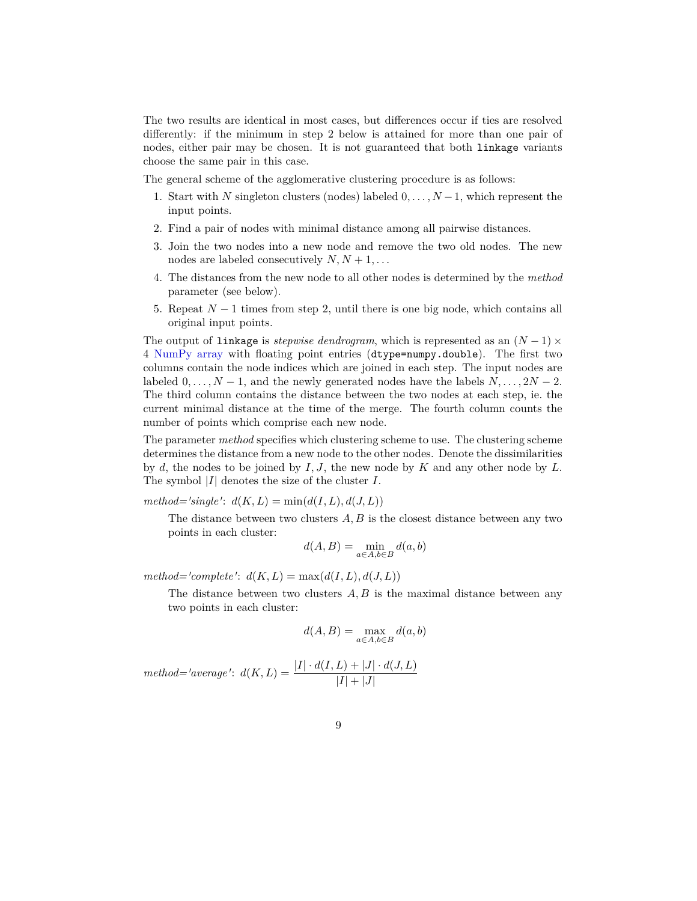The two results are identical in most cases, but differences occur if ties are resolved differently: if the minimum in step 2 below is attained for more than one pair of nodes, either pair may be chosen. It is not guaranteed that both `linkage` variants choose the same pair in this case.

The general scheme of the agglomerative clustering procedure is as follows:

1. Start with $N$ singleton clusters (nodes) labeled $0, \dots, N-1$, which represent the input points.
2. Find a pair of nodes with minimal distance among all pairwise distances.
3. Join the two nodes into a new node and remove the two old nodes. The new nodes are labeled consecutively $N, N+1, \dots$
4. The distances from the new node to all other nodes is determined by the *method* parameter (see below).
5. Repeat $N-1$ times from step 2, until there is one big node, which contains all original input points.

The output of `linkage` is *stepwise dendrogram*, which is represented as an $(N-1) \times 4$ NumPy array with floating point entries (`dtype=numpy.double`). The first two columns contain the node indices which are joined in each step. The input nodes are labeled $0, \dots, N-1$, and the newly generated nodes have the labels $N, \dots, 2N-2$. The third column contains the distance between the two nodes at each step, ie. the current minimal distance at the time of the merge. The fourth column counts the number of points which comprise each new node.

The parameter *method* specifies which clustering scheme to use. The clustering scheme determines the distance from a new node to the other nodes. Denote the dissimilarities by $d$, the nodes to be joined by $I, J$, the new node by $K$ and any other node by $L$. The symbol $|I|$ denotes the size of the cluster $I$.

*method='single'*: $d(K, L) = \min(d(I, L), d(J, L))$

The distance between two clusters $A, B$ is the closest distance between any two points in each cluster:

$$d(A, B) = \min_{a \in A, b \in B} d(a, b)$$

*method='complete'*: $d(K, L) = \max(d(I, L), d(J, L))$

The distance between two clusters $A, B$ is the maximal distance between any two points in each cluster:

$$d(A, B) = \max_{a \in A, b \in B} d(a, b)$$

*method='average'*: $d(K, L) = \dfrac{|I| \cdot d(I, L) + |J| \cdot d(J, L)}{|I| + |J|}$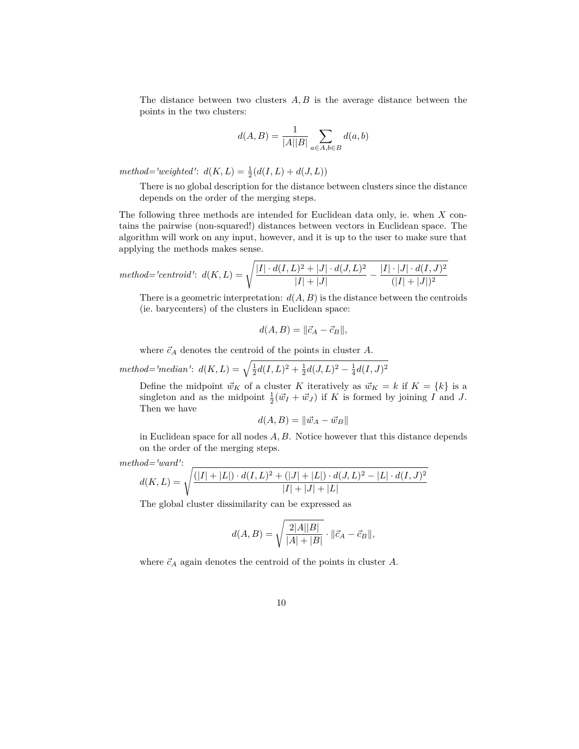The distance between two clusters $A, B$ is the average distance between the points in the two clusters:

$$d(A, B) = \frac{1}{|A||B|} \sum_{a \in A, b \in B} d(a, b)$$

*method='weighted'*: $d(K, L) = \frac{1}{2}(d(I, L) + d(J, L))$

There is no global description for the distance between clusters since the distance depends on the order of the merging steps.

The following three methods are intended for Euclidean data only, ie. when $X$ contains the pairwise (non-squared!) distances between vectors in Euclidean space. The algorithm will work on any input, however, and it is up to the user to make sure that applying the methods makes sense.

*method='centroid'*: $d(K, L) = \sqrt{\frac{|I| \cdot d(I, L)^2 + |J| \cdot d(J, L)^2}{|I| + |J|} - \frac{|I| \cdot |J| \cdot d(I, J)^2}{(|I| + |J|)^2}}$

There is a geometric interpretation: $d(A, B)$ is the distance between the centroids (ie. barycenters) of the clusters in Euclidean space:

$$d(A, B) = \|\vec{c}_A - \vec{c}_B\|,$$

where $\vec{c}_A$ denotes the centroid of the points in cluster $A$.

*method='median'*: $d(K, L) = \sqrt{\frac{1}{2}d(I, L)^2 + \frac{1}{2}d(J, L)^2 - \frac{1}{4}d(I, J)^2}$

Define the midpoint $\vec{w}_K$ of a cluster $K$ iteratively as $\vec{w}_K = k$ if $K = \{k\}$ is a singleton and as the midpoint $\frac{1}{2}(\vec{w}_I + \vec{w}_J)$ if $K$ is formed by joining $I$ and $J$. Then we have

$$d(A, B) = \|\vec{w}_A - \vec{w}_B\|$$

in Euclidean space for all nodes $A, B$. Notice however that this distance depends on the order of the merging steps.

*method='ward'*:

$$d(K, L) = \sqrt{\frac{(|I| + |L|) \cdot d(I, L)^2 + (|J| + |L|) \cdot d(J, L)^2 - |L| \cdot d(I, J)^2}{|I| + |J| + |L|}}$$

The global cluster dissimilarity can be expressed as

$$d(A, B) = \sqrt{\frac{2|A||B|}{|A| + |B|}} \cdot \|\vec{c}_A - \vec{c}_B\|,$$

where $\vec{c}_A$ again denotes the centroid of the points in cluster $A$.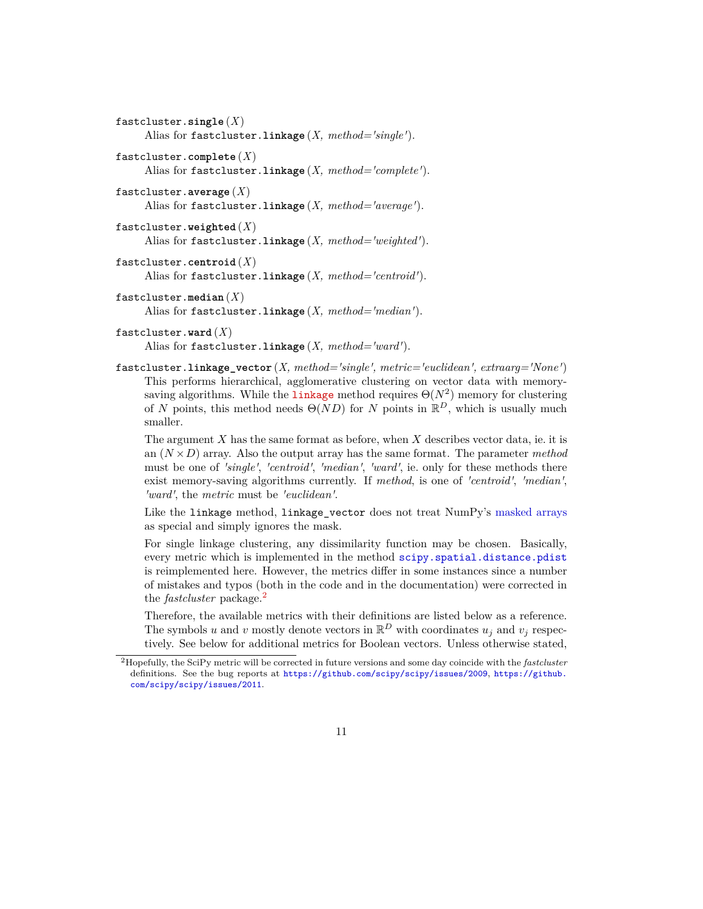`fastcluster.single` $(X)$
Alias for `fastcluster.linkage` $(X,$ *method='single'*$)$.

`fastcluster.complete` $(X)$
Alias for `fastcluster.linkage` $(X,$ *method='complete'*$)$.

`fastcluster.average` $(X)$
Alias for `fastcluster.linkage` $(X,$ *method='average'*$)$.

`fastcluster.weighted` $(X)$
Alias for `fastcluster.linkage` $(X,$ *method='weighted'*$)$.

`fastcluster.centroid` $(X)$
Alias for `fastcluster.linkage` $(X,$ *method='centroid'*$)$.

`fastcluster.median` $(X)$
Alias for `fastcluster.linkage` $(X,$ *method='median'*$)$.

`fastcluster.ward` $(X)$
Alias for `fastcluster.linkage` $(X,$ *method='ward'*$)$.

`fastcluster.linkage_vector` $(X,$ *method='single', metric='euclidean', extraarg='None'*$)$
This performs hierarchical, agglomerative clustering on vector data with memory-saving algorithms. While the `linkage` method requires $\Theta(N^2)$ memory for clustering of $N$ points, this method needs $\Theta(ND)$ for $N$ points in $\mathbb{R}^D$, which is usually much smaller.

The argument $X$ has the same format as before, when $X$ describes vector data, ie. it is an $(N \times D)$ array. Also the output array has the same format. The parameter *method* must be one of *'single'*, *'centroid'*, *'median'*, *'ward'*, ie. only for these methods there exist memory-saving algorithms currently. If *method*, is one of *'centroid'*, *'median'*, *'ward'*, the *metric* must be *'euclidean'*.

Like the `linkage` method, `linkage_vector` does not treat NumPy's masked arrays as special and simply ignores the mask.

For single linkage clustering, any dissimilarity function may be chosen. Basically, every metric which is implemented in the method `scipy.spatial.distance.pdist` is reimplemented here. However, the metrics differ in some instances since a number of mistakes and typos (both in the code and in the documentation) were corrected in the *fastcluster* package.[2]

Therefore, the available metrics with their definitions are listed below as a reference. The symbols $u$ and $v$ mostly denote vectors in $\mathbb{R}^D$ with coordinates $u_j$ and $v_j$ respectively. See below for additional metrics for Boolean vectors. Unless otherwise stated,

[2] Hopefully, the SciPy metric will be corrected in future versions and some day coincide with the *fastcluster* definitions. See the bug reports at https://github.com/scipy/scipy/issues/2009, https://github.com/scipy/scipy/issues/2011.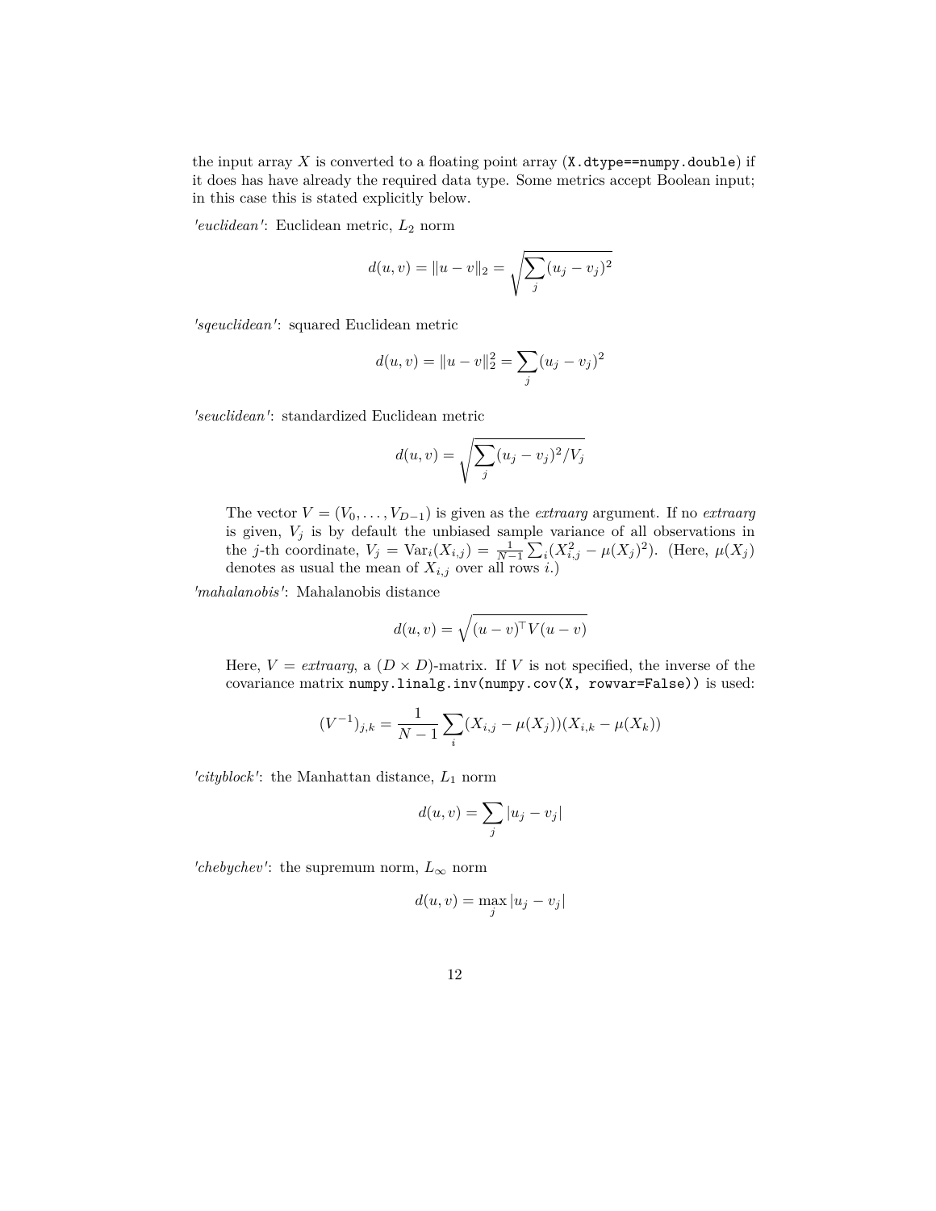the input array $X$ is converted to a floating point array (`X.dtype==numpy.double`) if it does has have already the required data type. Some metrics accept Boolean input; in this case this is stated explicitly below.

*'euclidean'*: Euclidean metric, $L_2$ norm

$$d(u,v) = \|u - v\|_2 = \sqrt{\sum_j (u_j - v_j)^2}$$

*'sqeuclidean'*: squared Euclidean metric

$$d(u,v) = \|u - v\|_2^2 = \sum_j (u_j - v_j)^2$$

*'seuclidean'*: standardized Euclidean metric

$$d(u,v) = \sqrt{\sum_j (u_j - v_j)^2 / V_j}$$

The vector $V = (V_0, \ldots, V_{D-1})$ is given as the *extraarg* argument. If no *extraarg* is given, $V_j$ is by default the unbiased sample variance of all observations in the $j$-th coordinate, $V_j = \mathrm{Var}_i(X_{i,j}) = \frac{1}{N-1} \sum_i (X_{i,j}^2 - \mu(X_j)^2)$. (Here, $\mu(X_j)$ denotes as usual the mean of $X_{i,j}$ over all rows $i$.)

*'mahalanobis'*: Mahalanobis distance

$$d(u,v) = \sqrt{(u - v)^\top V (u - v)}$$

Here, $V =$ *extraarg*, a $(D \times D)$-matrix. If $V$ is not specified, the inverse of the covariance matrix `numpy.linalg.inv(numpy.cov(X, rowvar=False))` is used:

$$(V^{-1})_{j,k} = \frac{1}{N-1} \sum_i (X_{i,j} - \mu(X_j))(X_{i,k} - \mu(X_k))$$

*'cityblock'*: the Manhattan distance, $L_1$ norm

$$d(u,v) = \sum_j |u_j - v_j|$$

*'chebychev'*: the supremum norm, $L_\infty$ norm

$$d(u,v) = \max_j |u_j - v_j|$$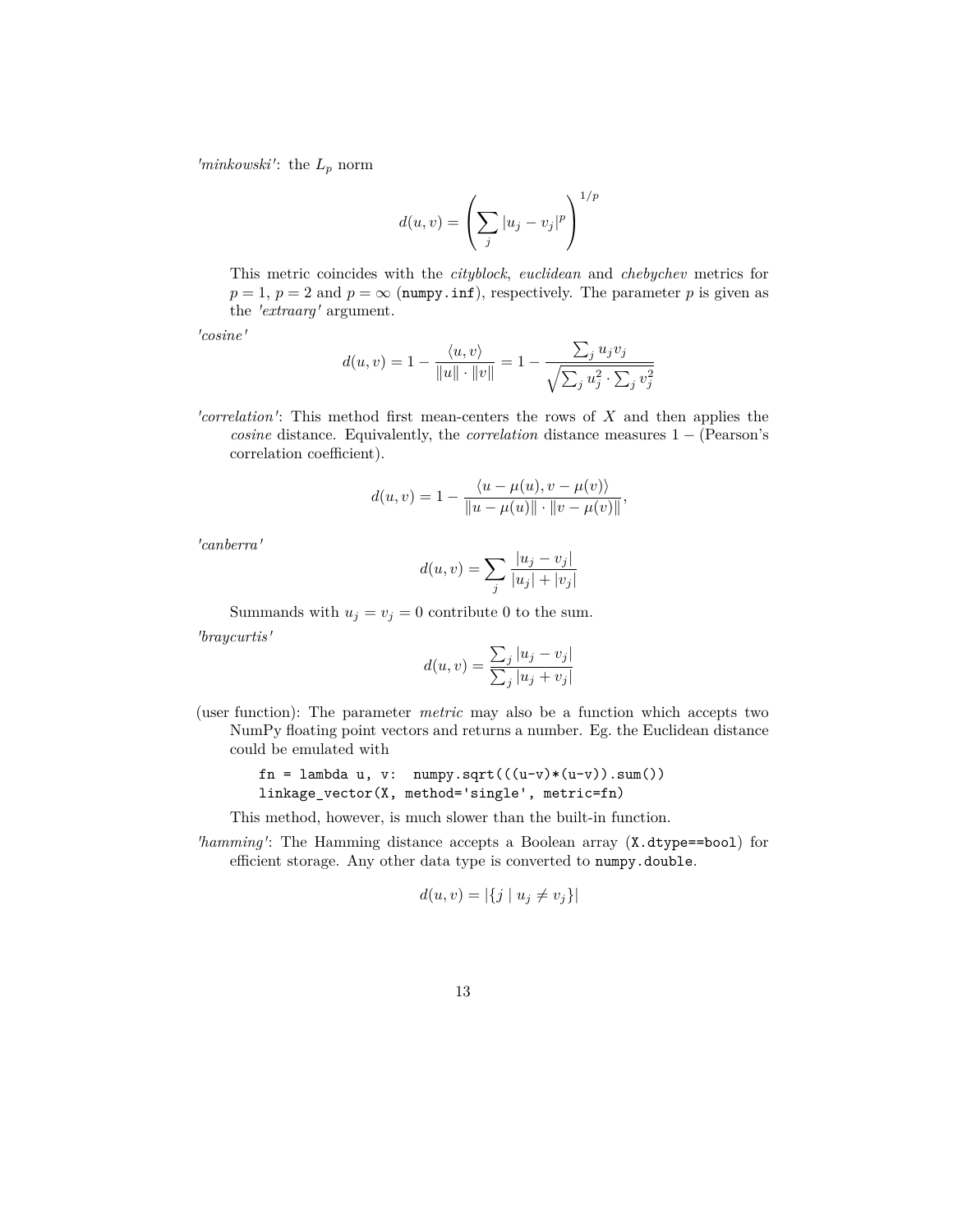*'minkowski'*: the $L_p$ norm

$$d(u,v) = \left(\sum_j |u_j - v_j|^p\right)^{1/p}$$

This metric coincides with the *cityblock*, *euclidean* and *chebychev* metrics for $p = 1$, $p = 2$ and $p = \infty$ (`numpy.inf`), respectively. The parameter $p$ is given as the *'extraarg'* argument.

*'cosine'*

$$d(u,v) = 1 - \frac{\langle u, v\rangle}{\|u\| \cdot \|v\|} = 1 - \frac{\sum_j u_j v_j}{\sqrt{\sum_j u_j^2 \cdot \sum_j v_j^2}}$$

*'correlation'*: This method first mean-centers the rows of $X$ and then applies the *cosine* distance. Equivalently, the *correlation* distance measures $1 -$ (Pearson's correlation coefficient).

$$d(u,v) = 1 - \frac{\langle u - \mu(u), v - \mu(v)\rangle}{\|u - \mu(u)\| \cdot \|v - \mu(v)\|},$$

*'canberra'*

$$d(u,v) = \sum_j \frac{|u_j - v_j|}{|u_j| + |v_j|}$$

Summands with $u_j = v_j = 0$ contribute 0 to the sum.

*'braycurtis'*

$$d(u,v) = \frac{\sum_j |u_j - v_j|}{\sum_j |u_j + v_j|}$$

(user function): The parameter *metric* may also be a function which accepts two NumPy floating point vectors and returns a number. Eg. the Euclidean distance could be emulated with

```
fn = lambda u, v:  numpy.sqrt(((u-v)*(u-v)).sum())
linkage_vector(X, method='single', metric=fn)
```

This method, however, is much slower than the built-in function.

*'hamming'*: The Hamming distance accepts a Boolean array (`X.dtype==bool`) for efficient storage. Any other data type is converted to `numpy.double`.

$$d(u,v) = |\{j \mid u_j \neq v_j\}|$$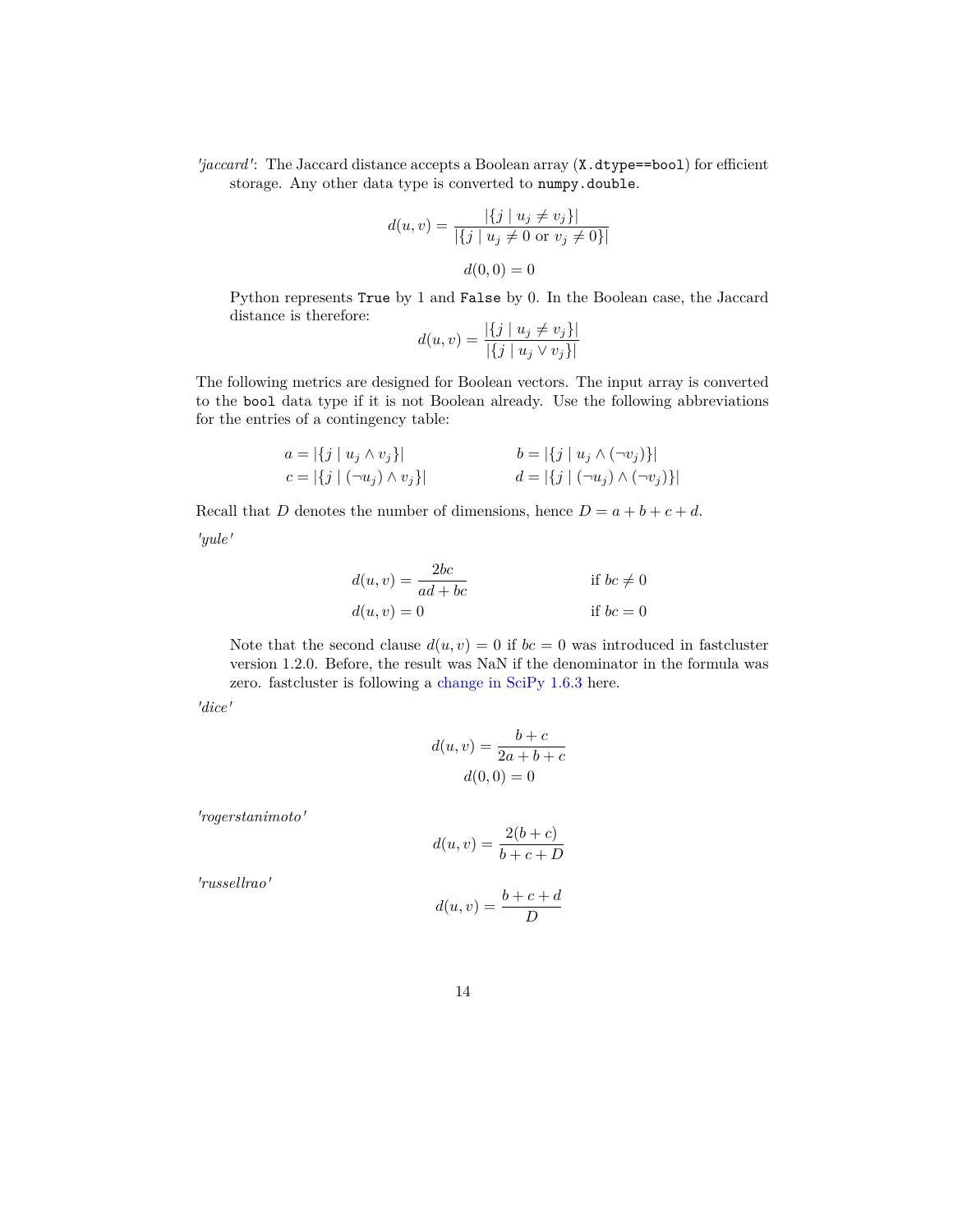*'jaccard'*: The Jaccard distance accepts a Boolean array (`X.dtype==bool`) for efficient storage. Any other data type is converted to `numpy.double`.

$$d(u,v) = \frac{|\{j \mid u_j \neq v_j\}|}{|\{j \mid u_j \neq 0 \text{ or } v_j \neq 0\}|}$$

$$d(0,0) = 0$$

Python represents `True` by 1 and `False` by 0. In the Boolean case, the Jaccard distance is therefore:

$$d(u,v) = \frac{|\{j \mid u_j \neq v_j\}|}{|\{j \mid u_j \vee v_j\}|}$$

The following metrics are designed for Boolean vectors. The input array is converted to the `bool` data type if it is not Boolean already. Use the following abbreviations for the entries of a contingency table:

$$a = |\{j \mid u_j \wedge v_j\}| \qquad b = |\{j \mid u_j \wedge (\neg v_j)\}|$$

$$c = |\{j \mid (\neg u_j) \wedge v_j\}| \qquad d = |\{j \mid (\neg u_j) \wedge (\neg v_j)\}|$$

Recall that $D$ denotes the number of dimensions, hence $D = a + b + c + d$.

*'yule'*

$$d(u,v) = \frac{2bc}{ad + bc} \qquad \text{if } bc \neq 0$$

$$d(u,v) = 0 \qquad \text{if } bc = 0$$

Note that the second clause $d(u,v) = 0$ if $bc = 0$ was introduced in fastcluster version 1.2.0. Before, the result was NaN if the denominator in the formula was zero. fastcluster is following a change in SciPy 1.6.3 here.

*'dice'*

$$d(u,v) = \frac{b + c}{2a + b + c}$$

$$d(0,0) = 0$$

*'rogerstanimoto'*

$$d(u,v) = \frac{2(b + c)}{b + c + D}$$

*'russellrao'*

$$d(u,v) = \frac{b + c + d}{D}$$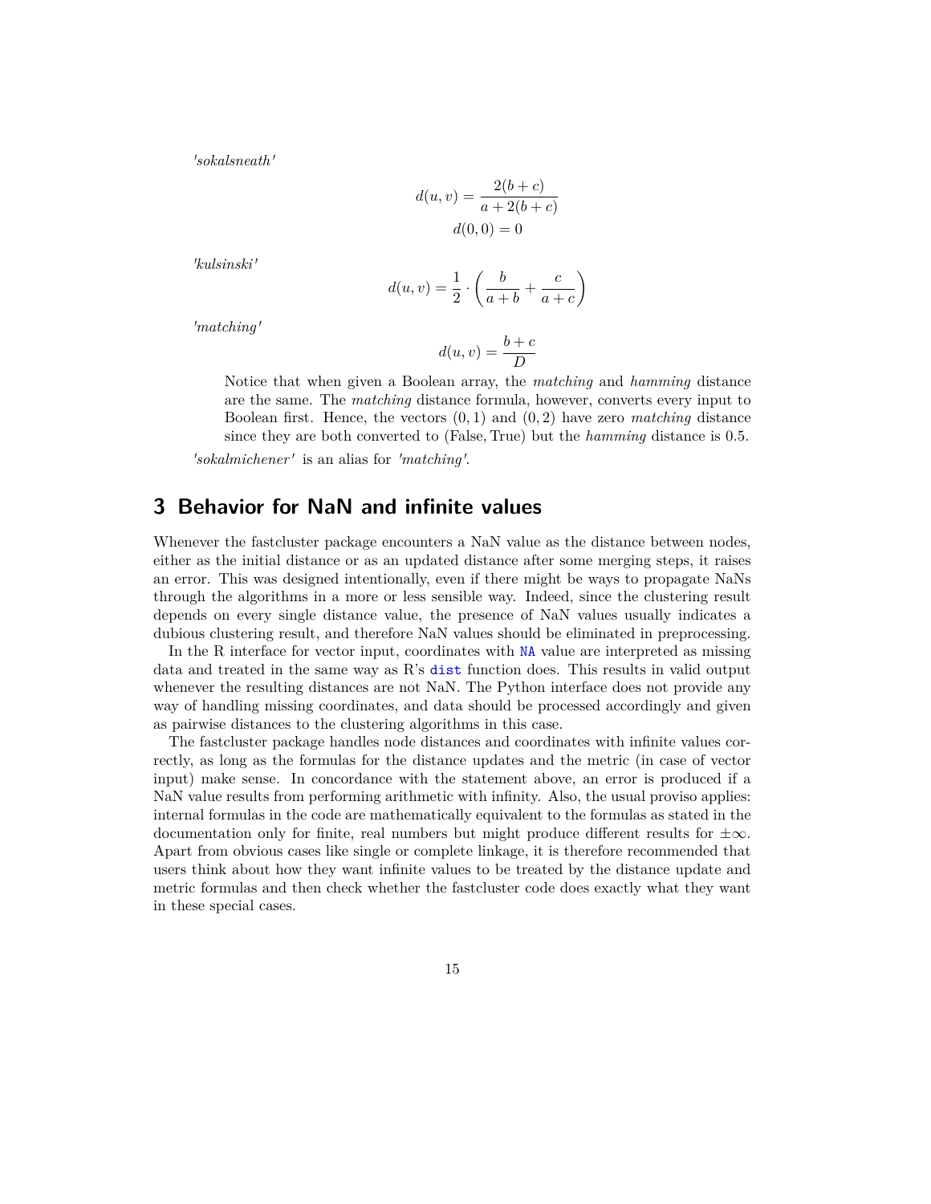*'sokalsneath'*

$$d(u,v) = \frac{2(b+c)}{a+2(b+c)}$$
$$d(0,0) = 0$$

*'kulsinski'*

$$d(u,v) = \frac{1}{2} \cdot \left( \frac{b}{a+b} + \frac{c}{a+c} \right)$$

*'matching'*

$$d(u,v) = \frac{b+c}{D}$$

> Notice that when given a Boolean array, the *matching* and *hamming* distance are the same. The *matching* distance formula, however, converts every input to Boolean first. Hence, the vectors $(0,1)$ and $(0,2)$ have zero *matching* distance since they are both converted to (False, True) but the *hamming* distance is 0.5.

*'sokalmichener'* is an alias for *'matching'*.

## 3 Behavior for NaN and infinite values

Whenever the fastcluster package encounters a NaN value as the distance between nodes, either as the initial distance or as an updated distance after some merging steps, it raises an error. This was designed intentionally, even if there might be ways to propagate NaNs through the algorithms in a more or less sensible way. Indeed, since the clustering result depends on every single distance value, the presence of NaN values usually indicates a dubious clustering result, and therefore NaN values should be eliminated in preprocessing.

In the R interface for vector input, coordinates with `NA` value are interpreted as missing data and treated in the same way as R's `dist` function does. This results in valid output whenever the resulting distances are not NaN. The Python interface does not provide any way of handling missing coordinates, and data should be processed accordingly and given as pairwise distances to the clustering algorithms in this case.

The fastcluster package handles node distances and coordinates with infinite values correctly, as long as the formulas for the distance updates and the metric (in case of vector input) make sense. In concordance with the statement above, an error is produced if a NaN value results from performing arithmetic with infinity. Also, the usual proviso applies: internal formulas in the code are mathematically equivalent to the formulas as stated in the documentation only for finite, real numbers but might produce different results for $\pm\infty$. Apart from obvious cases like single or complete linkage, it is therefore recommended that users think about how they want infinite values to be treated by the distance update and metric formulas and then check whether the fastcluster code does exactly what they want in these special cases.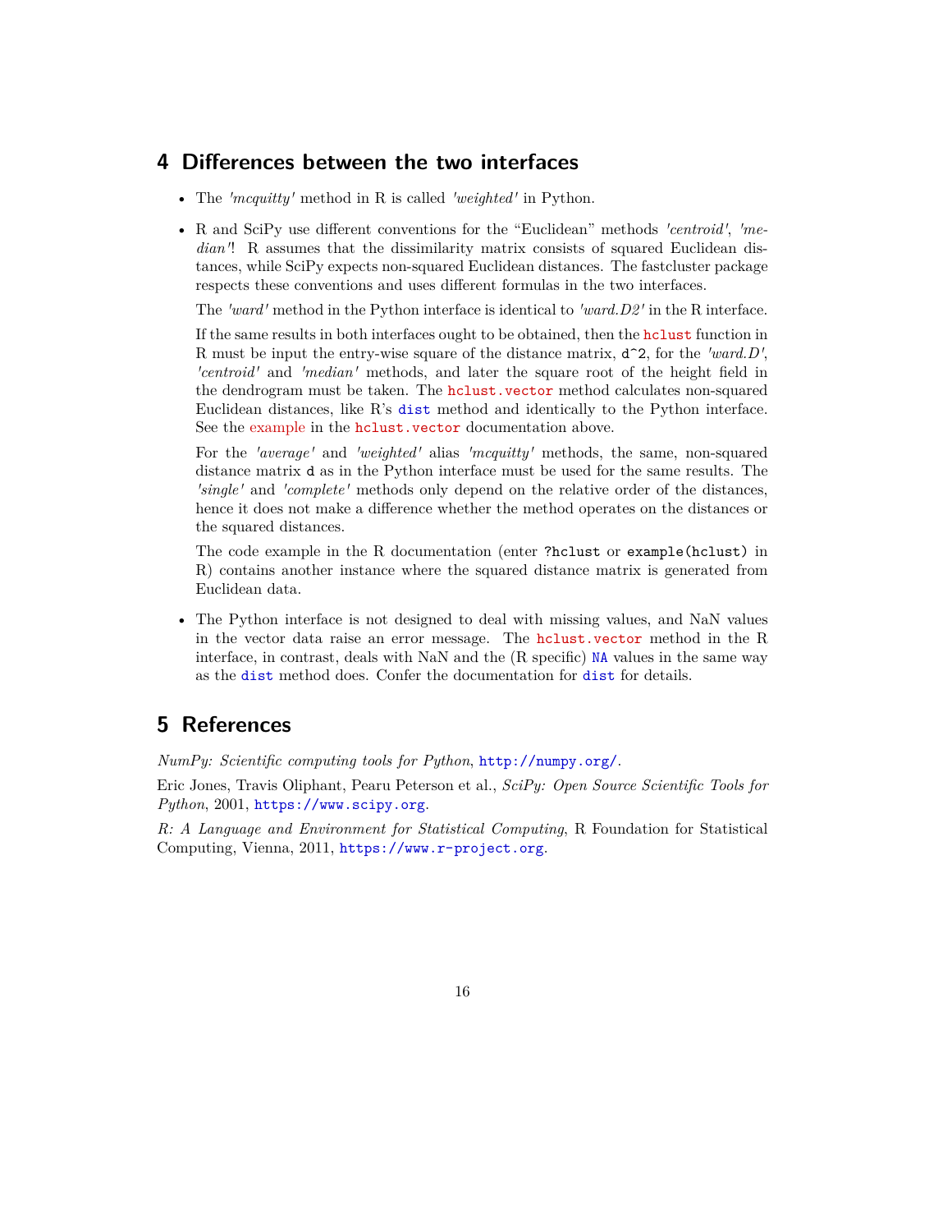## 4 Differences between the two interfaces

- The *'mcquitty'* method in R is called *'weighted'* in Python.
- R and SciPy use different conventions for the "Euclidean" methods *'centroid'*, *'median'*! R assumes that the dissimilarity matrix consists of squared Euclidean distances, while SciPy expects non-squared Euclidean distances. The fastcluster package respects these conventions and uses different formulas in the two interfaces.

  The *'ward'* method in the Python interface is identical to *'ward.D2'* in the R interface.

  If the same results in both interfaces ought to be obtained, then the `hclust` function in R must be input the entry-wise square of the distance matrix, `d^2`, for the *'ward.D'*, *'centroid'* and *'median'* methods, and later the square root of the height field in the dendrogram must be taken. The `hclust.vector` method calculates non-squared Euclidean distances, like R's `dist` method and identically to the Python interface. See the example in the `hclust.vector` documentation above.

  For the *'average'* and *'weighted'* alias *'mcquitty'* methods, the same, non-squared distance matrix `d` as in the Python interface must be used for the same results. The *'single'* and *'complete'* methods only depend on the relative order of the distances, hence it does not make a difference whether the method operates on the distances or the squared distances.

  The code example in the R documentation (enter `?hclust` or `example(hclust)` in R) contains another instance where the squared distance matrix is generated from Euclidean data.

- The Python interface is not designed to deal with missing values, and NaN values in the vector data raise an error message. The `hclust.vector` method in the R interface, in contrast, deals with NaN and the (R specific) `NA` values in the same way as the `dist` method does. Confer the documentation for `dist` for details.

## 5 References

*NumPy: Scientific computing tools for Python*, http://numpy.org/.

Eric Jones, Travis Oliphant, Pearu Peterson et al., *SciPy: Open Source Scientific Tools for Python*, 2001, https://www.scipy.org.

*R: A Language and Environment for Statistical Computing*, R Foundation for Statistical Computing, Vienna, 2011, https://www.r-project.org.